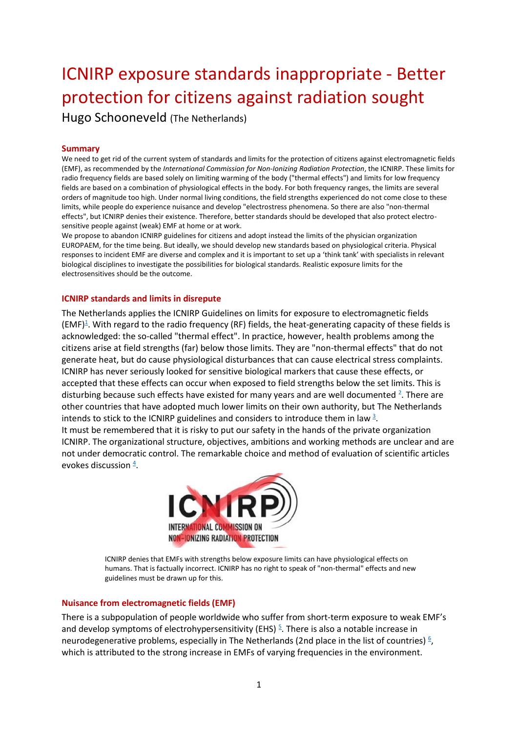# ICNIRP exposure standards inappropriate - Better protection for citizens against radiation sought

Hugo Schooneveld (The Netherlands)

## Summary

We need to get rid of the current system of standards and limits for the protection of citizens against electromagnetic fields (EMF), as recommended by the *International Commission for Non-Ionizing Radiation Protection*, the ICNIRP. These limits for radio frequency fields are based solely on limiting warming of the body ("thermal effects") and limits for low frequency fields are based on a combination of physiological effects in the body. For both frequency ranges, the limits are several orders of magnitude too high. Under normal living conditions, the field strengths experienced do not come close to these limits, while people do experience nuisance and develop "electrostress phenomena. So there are also "non-thermal effects", but ICNIRP denies their existence. Therefore, better standards should be developed that also protect electro-sensitive people against (weak) EMF at home or at work.

We propose to abandon ICNIRP guidelines for citizens and adopt instead the limits of the physician organization EUROPAEM, for the time being. But ideally, we should develop new standards based on physiological criteria. Physical responses to incident EMF are diverse and complex and it is important to set up a 'think tank' with specialists in relevant biological disciplines to investigate the possibilities for biological standards. Realistic exposure limits for the electrosensitives should be the outcome.

## ICNIRP standards and limits in disrepute

The Netherlands applies the ICNIRP Guidelines on limits for exposure to electromagnetic fields (EMF)[1]. With regard to the radio frequency (RF) fields, the heat-generating capacity of these fields is acknowledged: the so-called "thermal effect". In practice, however, health problems among the citizens arise at field strengths (far) below those limits. They are "non-thermal effects" that do not generate heat, but do cause physiological disturbances that can cause electrical stress complaints. ICNIRP has never seriously looked for sensitive biological markers that cause these effects, or accepted that these effects can occur when exposed to field strengths below the set limits. This is disturbing because such effects have existed for many years and are well documented [2]. There are other countries that have adopted much lower limits on their own authority, but The Netherlands intends to stick to the ICNIRP guidelines and considers to introduce them in law [3].

It must be remembered that it is risky to put our safety in the hands of the private organization ICNIRP. The organizational structure, objectives, ambitions and working methods are unclear and are not under democratic control. The remarkable choice and method of evaluation of scientific articles evokes discussion [4].

ICNIRP denies that EMFs with strengths below exposure limits can have physiological effects on humans. That is factually incorrect. ICNIRP has no right to speak of "non-thermal" effects and new guidelines must be drawn up for this.

## Nuisance from electromagnetic fields (EMF)

There is a subpopulation of people worldwide who suffer from short-term exposure to weak EMF's and develop symptoms of electrohypersensitivity (EHS) [5]. There is also a notable increase in neurodegenerative problems, especially in The Netherlands (2nd place in the list of countries) [6], which is attributed to the strong increase in EMFs of varying frequencies in the environment.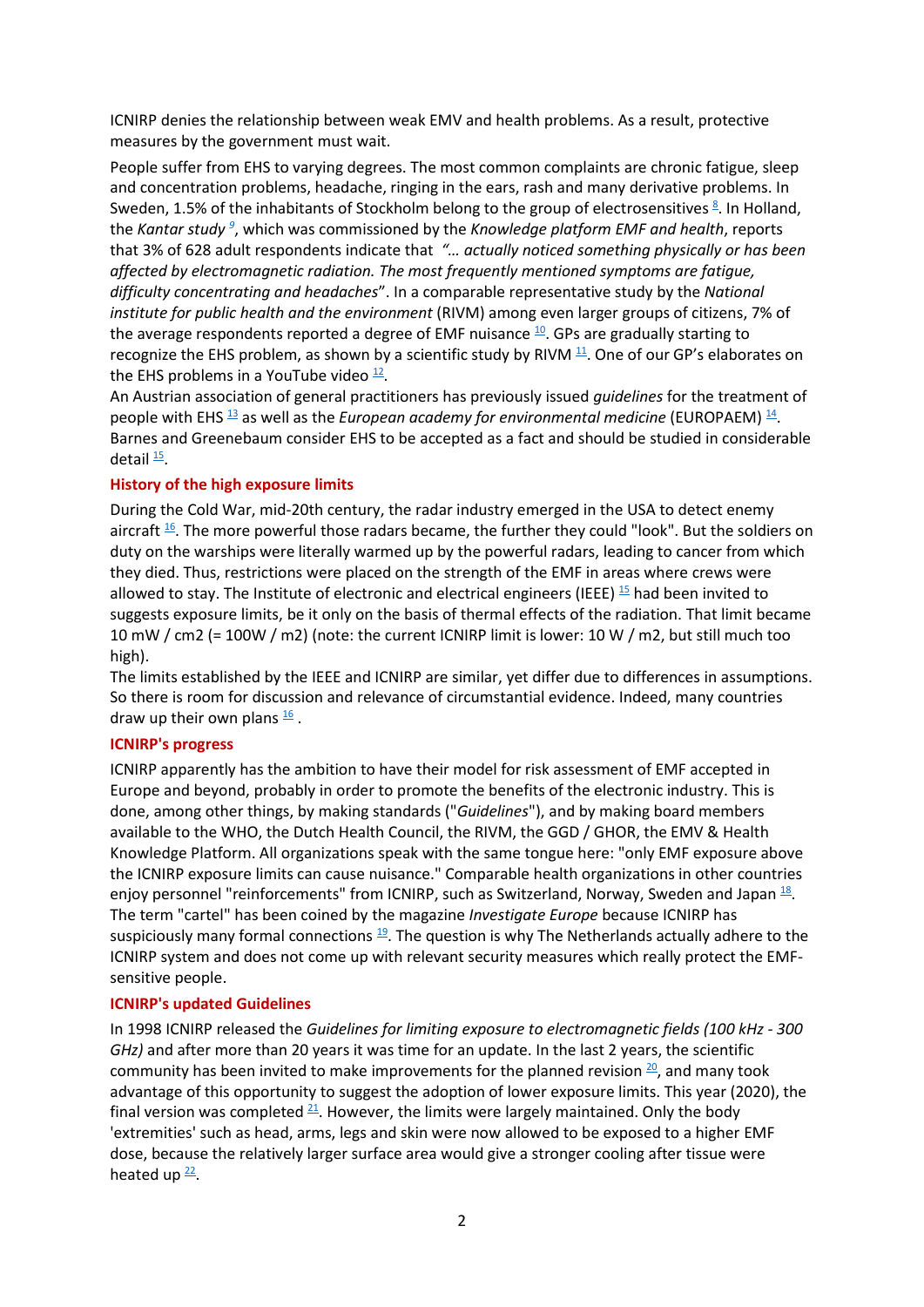ICNIRP denies the relationship between weak EMV and health problems. As a result, protective measures by the government must wait.

People suffer from EHS to varying degrees. The most common complaints are chronic fatigue, sleep and concentration problems, headache, ringing in the ears, rash and many derivative problems. In Sweden, 1.5% of the inhabitants of Stockholm belong to the group of electrosensitives [8]. In Holland, the *Kantar study* [9], which was commissioned by the *Knowledge platform EMF and health*, reports that 3% of 628 adult respondents indicate that *"... actually noticed something physically or has been affected by electromagnetic radiation. The most frequently mentioned symptoms are fatigue, difficulty concentrating and headaches*". In a comparable representative study by the *National institute for public health and the environment* (RIVM) among even larger groups of citizens, 7% of the average respondents reported a degree of EMF nuisance [10]. GPs are gradually starting to recognize the EHS problem, as shown by a scientific study by RIVM [11]. One of our GP's elaborates on the EHS problems in a YouTube video [12].

An Austrian association of general practitioners has previously issued *guidelines* for the treatment of people with EHS [13] as well as the *European academy for environmental medicine* (EUROPAEM) [14]. Barnes and Greenebaum consider EHS to be accepted as a fact and should be studied in considerable detail [15].

## History of the high exposure limits

During the Cold War, mid-20th century, the radar industry emerged in the USA to detect enemy aircraft [16]. The more powerful those radars became, the further they could "look". But the soldiers on duty on the warships were literally warmed up by the powerful radars, leading to cancer from which they died. Thus, restrictions were placed on the strength of the EMF in areas where crews were allowed to stay. The Institute of electronic and electrical engineers (IEEE) [15] had been invited to suggests exposure limits, be it only on the basis of thermal effects of the radiation. That limit became 10 mW / cm2 (= 100W / m2) (note: the current ICNIRP limit is lower: 10 W / m2, but still much too high).

The limits established by the IEEE and ICNIRP are similar, yet differ due to differences in assumptions. So there is room for discussion and relevance of circumstantial evidence. Indeed, many countries draw up their own plans [16].

## ICNIRP's progress

ICNIRP apparently has the ambition to have their model for risk assessment of EMF accepted in Europe and beyond, probably in order to promote the benefits of the electronic industry. This is done, among other things, by making standards ("*Guidelines*"), and by making board members available to the WHO, the Dutch Health Council, the RIVM, the GGD / GHOR, the EMV & Health Knowledge Platform. All organizations speak with the same tongue here: "only EMF exposure above the ICNIRP exposure limits can cause nuisance." Comparable health organizations in other countries enjoy personnel "reinforcements" from ICNIRP, such as Switzerland, Norway, Sweden and Japan [18]. The term "cartel" has been coined by the magazine *Investigate Europe* because ICNIRP has suspiciously many formal connections [19]. The question is why The Netherlands actually adhere to the ICNIRP system and does not come up with relevant security measures which really protect the EMF-sensitive people.

## ICNIRP's updated Guidelines

In 1998 ICNIRP released the *Guidelines for limiting exposure to electromagnetic fields (100 kHz - 300 GHz)* and after more than 20 years it was time for an update. In the last 2 years, the scientific community has been invited to make improvements for the planned revision [20], and many took advantage of this opportunity to suggest the adoption of lower exposure limits. This year (2020), the final version was completed [21]. However, the limits were largely maintained. Only the body 'extremities' such as head, arms, legs and skin were now allowed to be exposed to a higher EMF dose, because the relatively larger surface area would give a stronger cooling after tissue were heated up [22].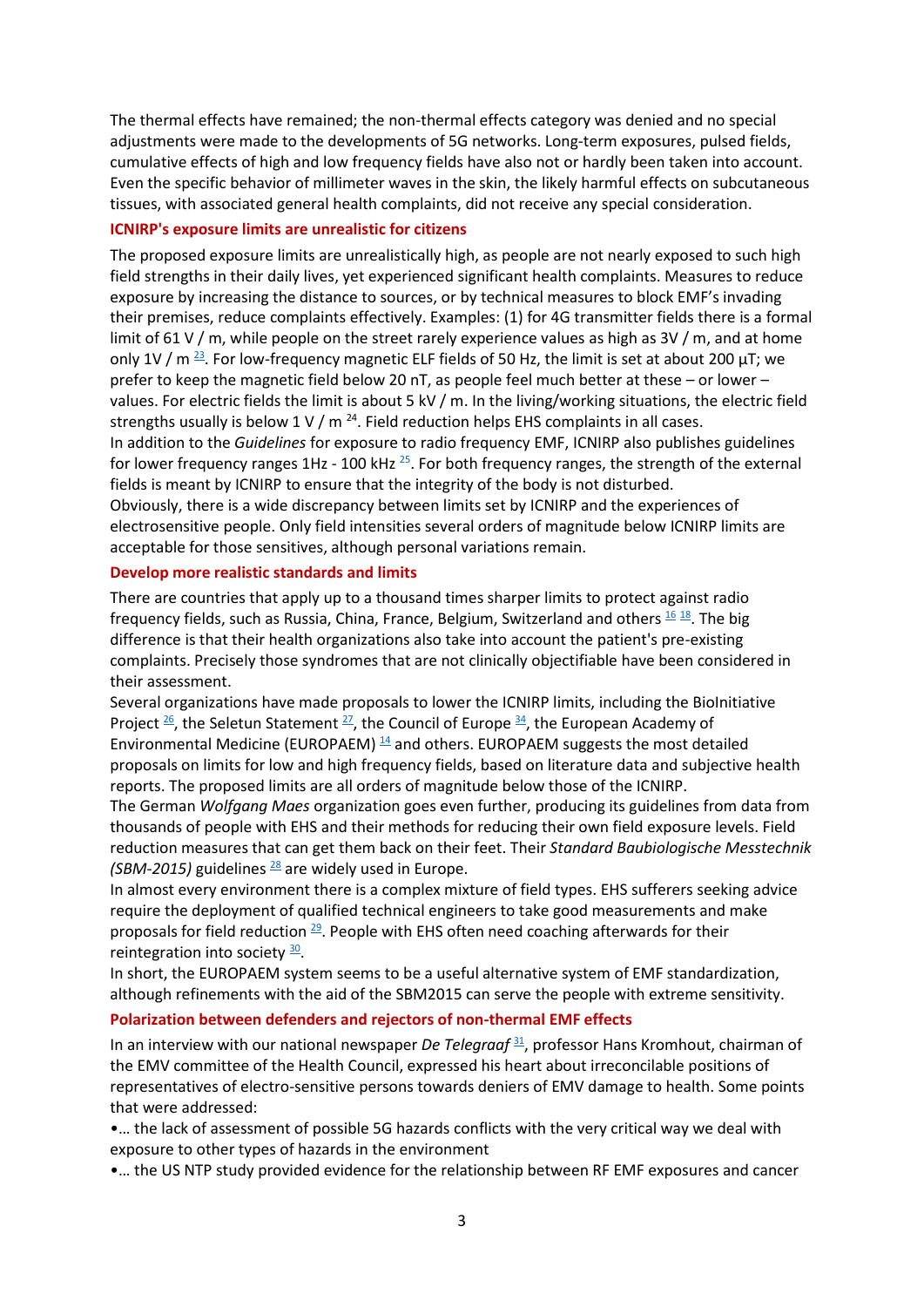The thermal effects have remained; the non-thermal effects category was denied and no special adjustments were made to the developments of 5G networks. Long-term exposures, pulsed fields, cumulative effects of high and low frequency fields have also not or hardly been taken into account. Even the specific behavior of millimeter waves in the skin, the likely harmful effects on subcutaneous tissues, with associated general health complaints, did not receive any special consideration.

### ICNIRP's exposure limits are unrealistic for citizens

The proposed exposure limits are unrealistically high, as people are not nearly exposed to such high field strengths in their daily lives, yet experienced significant health complaints. Measures to reduce exposure by increasing the distance to sources, or by technical measures to block EMF's invading their premises, reduce complaints effectively. Examples: (1) for 4G transmitter fields there is a formal limit of 61 V / m, while people on the street rarely experience values as high as 3V / m, and at home only 1V / m [23]. For low-frequency magnetic ELF fields of 50 Hz, the limit is set at about 200 µT; we prefer to keep the magnetic field below 20 nT, as people feel much better at these – or lower – values. For electric fields the limit is about 5 kV / m. In the living/working situations, the electric field strengths usually is below 1 V / m [24]. Field reduction helps EHS complaints in all cases.
In addition to the *Guidelines* for exposure to radio frequency EMF, ICNIRP also publishes guidelines for lower frequency ranges 1Hz - 100 kHz [25]. For both frequency ranges, the strength of the external fields is meant by ICNIRP to ensure that the integrity of the body is not disturbed.
Obviously, there is a wide discrepancy between limits set by ICNIRP and the experiences of electrosensitive people. Only field intensities several orders of magnitude below ICNIRP limits are acceptable for those sensitives, although personal variations remain.

### Develop more realistic standards and limits

There are countries that apply up to a thousand times sharper limits to protect against radio frequency fields, such as Russia, China, France, Belgium, Switzerland and others [16] [18]. The big difference is that their health organizations also take into account the patient's pre-existing complaints. Precisely those syndromes that are not clinically objectifiable have been considered in their assessment.
Several organizations have made proposals to lower the ICNIRP limits, including the BioInitiative Project [26], the Seletun Statement [27], the Council of Europe [34], the European Academy of Environmental Medicine (EUROPAEM) [14] and others. EUROPAEM suggests the most detailed proposals on limits for low and high frequency fields, based on literature data and subjective health reports. The proposed limits are all orders of magnitude below those of the ICNIRP.
The German *Wolfgang Maes* organization goes even further, producing its guidelines from data from thousands of people with EHS and their methods for reducing their own field exposure levels. Field reduction measures that can get them back on their feet. Their *Standard Baubiologische Messtechnik (SBM-2015)* guidelines [28] are widely used in Europe.
In almost every environment there is a complex mixture of field types. EHS sufferers seeking advice require the deployment of qualified technical engineers to take good measurements and make proposals for field reduction [29]. People with EHS often need coaching afterwards for their reintegration into society [30].
In short, the EUROPAEM system seems to be a useful alternative system of EMF standardization, although refinements with the aid of the SBM2015 can serve the people with extreme sensitivity.

### Polarization between defenders and rejectors of non-thermal EMF effects

In an interview with our national newspaper *De Telegraaf* [31], professor Hans Kromhout, chairman of the EMV committee of the Health Council, expressed his heart about irreconcilable positions of representatives of electro-sensitive persons towards deniers of EMV damage to health. Some points that were addressed:

- … the lack of assessment of possible 5G hazards conflicts with the very critical way we deal with exposure to other types of hazards in the environment
- … the US NTP study provided evidence for the relationship between RF EMF exposures and cancer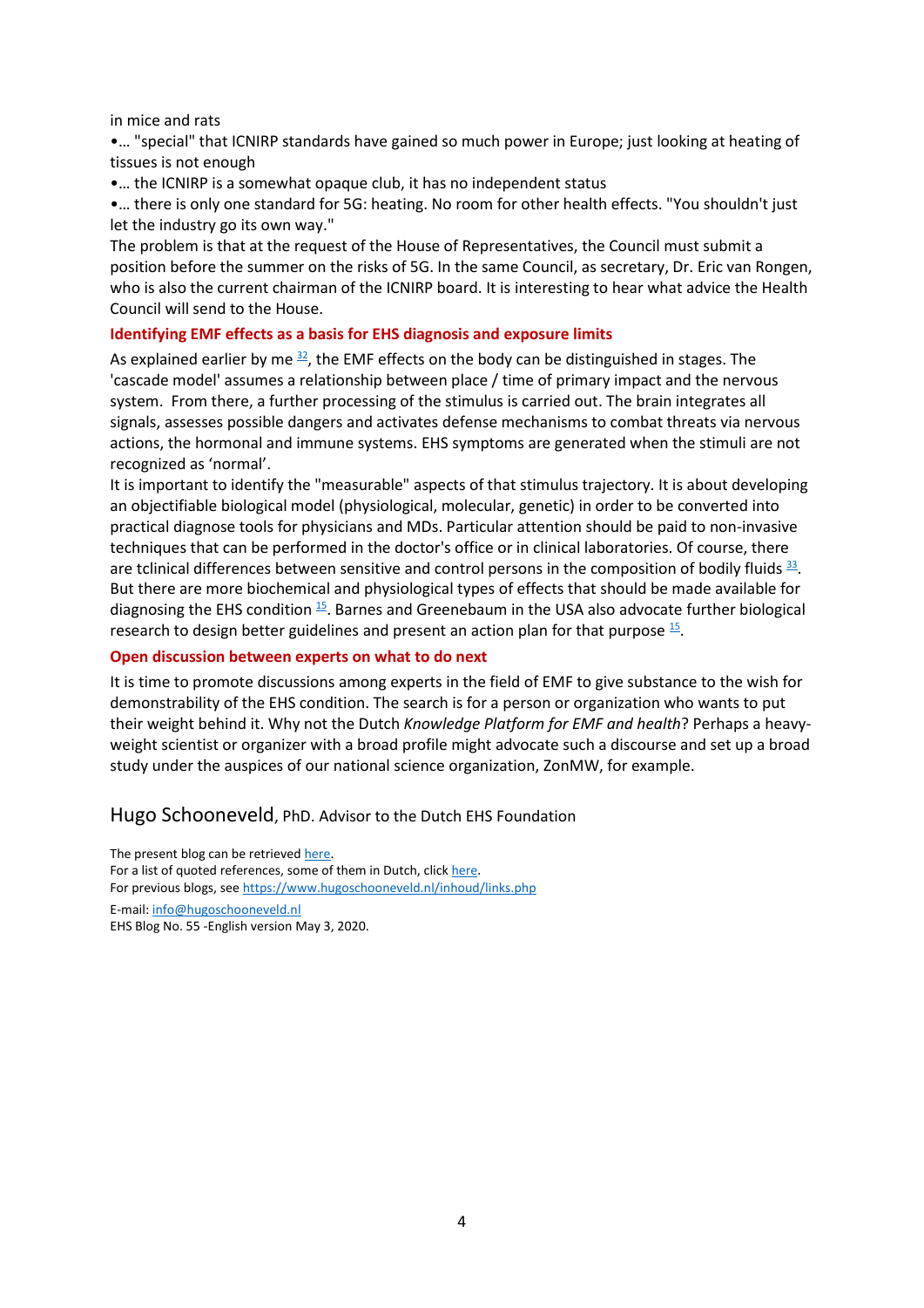in mice and rats

•… "special" that ICNIRP standards have gained so much power in Europe; just looking at heating of tissues is not enough

•… the ICNIRP is a somewhat opaque club, it has no independent status

•… there is only one standard for 5G: heating. No room for other health effects. "You shouldn't just let the industry go its own way."

The problem is that at the request of the House of Representatives, the Council must submit a position before the summer on the risks of 5G. In the same Council, as secretary, Dr. Eric van Rongen, who is also the current chairman of the ICNIRP board. It is interesting to hear what advice the Health Council will send to the House.

## Identifying EMF effects as a basis for EHS diagnosis and exposure limits

As explained earlier by me [32], the EMF effects on the body can be distinguished in stages. The 'cascade model' assumes a relationship between place / time of primary impact and the nervous system. From there, a further processing of the stimulus is carried out. The brain integrates all signals, assesses possible dangers and activates defense mechanisms to combat threats via nervous actions, the hormonal and immune systems. EHS symptoms are generated when the stimuli are not recognized as 'normal'.

It is important to identify the "measurable" aspects of that stimulus trajectory. It is about developing an objectifiable biological model (physiological, molecular, genetic) in order to be converted into practical diagnose tools for physicians and MDs. Particular attention should be paid to non-invasive techniques that can be performed in the doctor's office or in clinical laboratories. Of course, there are tclinical differences between sensitive and control persons in the composition of bodily fluids [33]. But there are more biochemical and physiological types of effects that should be made available for diagnosing the EHS condition [15]. Barnes and Greenebaum in the USA also advocate further biological research to design better guidelines and present an action plan for that purpose [15].

## Open discussion between experts on what to do next

It is time to promote discussions among experts in the field of EMF to give substance to the wish for demonstrability of the EHS condition. The search is for a person or organization who wants to put their weight behind it. Why not the Dutch *Knowledge Platform for EMF and health*? Perhaps a heavy-weight scientist or organizer with a broad profile might advocate such a discourse and set up a broad study under the auspices of our national science organization, ZonMW, for example.

Hugo Schooneveld, PhD. Advisor to the Dutch EHS Foundation

The present blog can be retrieved here.
For a list of quoted references, some of them in Dutch, click here.
For previous blogs, see https://www.hugoschooneveld.nl/inhoud/links.php

E-mail: info@hugoschooneveld.nl
EHS Blog No. 55 -English version May 3, 2020.